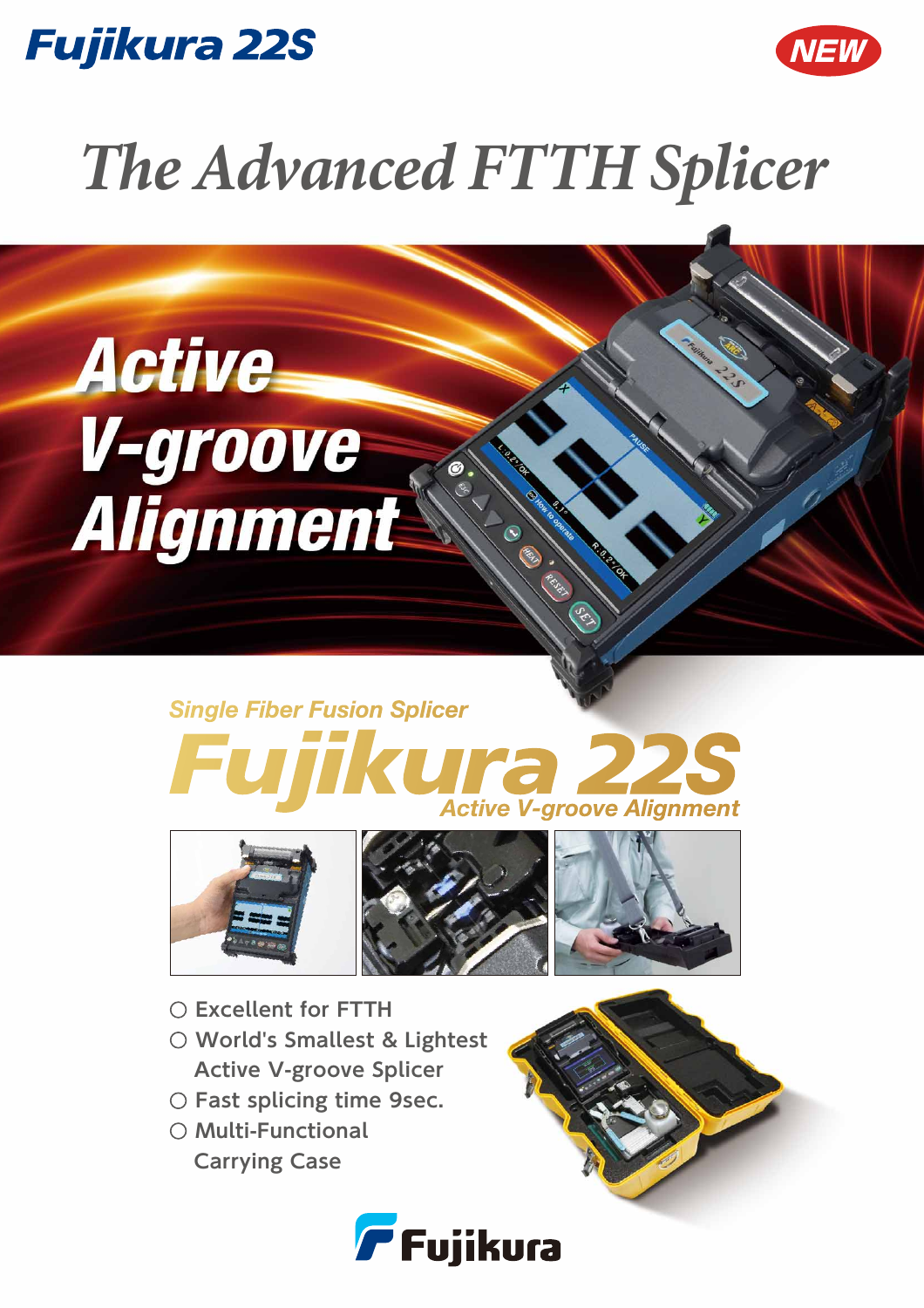# Fujikura 22S

NEW

## The Advanced FTTH Splicer

**Active V-groove Alignment**

*Single Fiber Fusion Splicer*

# Fujikura 22S

*Active V-groove Alignment*

- Excellent for FTTH
- World's Smallest & Lightest Active V-groove Splicer
- Fast splicing time 9sec.
- Multi-Functional Carrying Case

Fujikura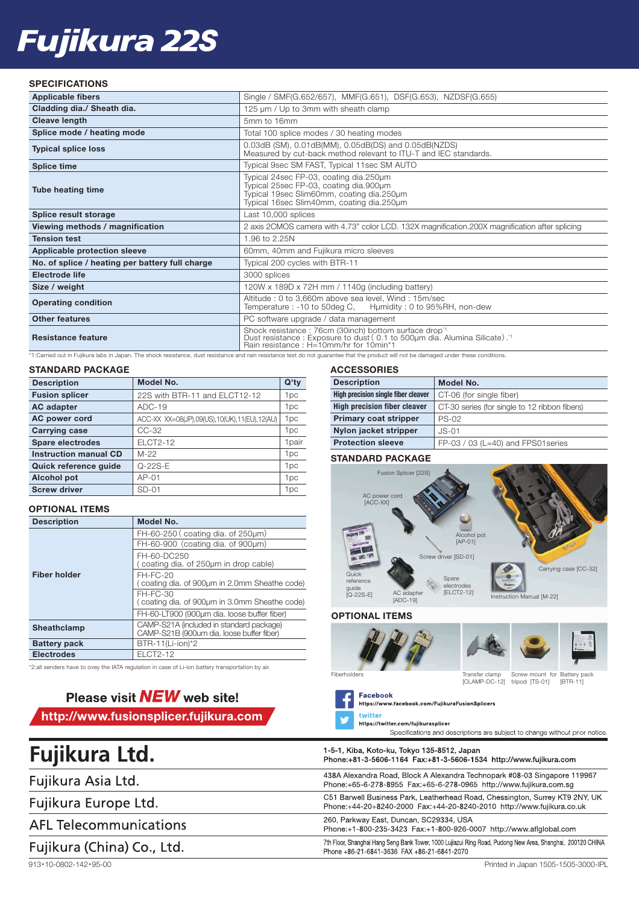# Fujikura 22S

## SPECIFICATIONS

| | |
|---|---|
| **Applicable fibers** | Single / SMF(G.652/657), MMF(G.651), DSF(G.653), NZDSF(G.655) |
| **Cladding dia./ Sheath dia.** | 125 µm / Up to 3mm with sheath clamp |
| **Cleave length** | 5mm to 16mm |
| **Splice mode / heating mode** | Total 100 splice modes / 30 heating modes |
| **Typical splice loss** | 0.03dB (SM), 0.01dB(MM), 0.05dB(DS) and 0.05dB(NZDS)<br>Measured by cut-back method relevant to ITU-T and IEC standards. |
| **Splice time** | Typical 9sec SM FAST, Typical 11sec SM AUTO |
| **Tube heating time** | Typical 24sec FP-03, coating dia.250µm<br>Typical 25sec FP-03, coating dia.900µm<br>Typical 19sec Slim60mm, coating dia.250µm<br>Typical 16sec Slim40mm, coating dia.250µm |
| **Splice result storage** | Last 10,000 splices |
| **Viewing methods / magnification** | 2 axis 2CMOS camera with 4.73" color LCD. 132X magnification.200X magnification after splicing |
| **Tension test** | 1.96 to 2.25N |
| **Applicable protection sleeve** | 60mm, 40mm and Fujikura micro sleeves |
| **No. of splice / heating per battery full charge** | Typical 200 cycles with BTR-11 |
| **Electrode life** | 3000 splices |
| **Size / weight** | 120W x 189D x 72H mm / 1140g (including battery) |
| **Operating condition** | Altitude : 0 to 3,660m above sea level, Wind : 15m/sec<br>Temperature : -10 to 50deg C, Humidity : 0 to 95%RH, non-dew |
| **Other features** | PC software upgrade / data management |
| **Resistance feature** | Shock resistance : 76cm (30inch) bottom surface drop*1<br>Dust resistance : Exposure to dust ( 0.1 to 500µm dia. Alumina Silicate) .*1<br>Rain resistance : H=10mm/hr for 10min*1 |

*1:Carried out in Fujikura labs in Japan. The shock resistance, dust resistance and rain resistance test do not guarantee that the product will not be damaged under these conditions.

## STANDARD PACKAGE

| Description | Model No. | Q'ty |
|---|---|---|
| **Fusion splicer** | 22S with BTR-11 and ELCT12-12 | 1pc |
| **AC adapter** | ADC-19 | 1pc |
| **AC power cord** | ACC-XX XX=08(JP),09(US),10(UK),11(EU),12(AU) | 1pc |
| **Carrying case** | CC-32 | 1pc |
| **Spare electrodes** | ELCT2-12 | 1pair |
| **Instruction manual CD** | M-22 | 1pc |
| **Quick reference guide** | Q-22S-E | 1pc |
| **Alcohol pot** | AP-01 | 1pc |
| **Screw driver** | SD-01 | 1pc |

## OPTIONAL ITEMS

| Description | Model No. |
|---|---|
| **Fiber holder** | FH-60-250 ( coating dia. of 250µm) |
| | FH-60-900 (coating dia. of 900µm) |
| | FH-60-DC250<br>( coating dia. of 250µm in drop cable) |
| | FH-FC-20<br>( coating dia. of 900µm in 2.0mm Sheathe code) |
| | FH-FC-30<br>( coating dia. of 900µm in 3.0mm Sheathe code) |
| | FH-60-LT900 (900µm dia. loose buffer fiber) |
| **Sheathclamp** | CAMP-S21A (included in standard package)<br>CAMP-S21B (900um dia. loose buffer fiber) |
| **Battery pack** | BTR-11(Li-ion)*2 |
| **Electrodes** | ELCT2-12 |

*2:all senders have to ovey the IATA regulation in case of Li-ion battery transportation by air.

## ACCESSORIES

| Description | Model No. |
|---|---|
| **High precision single fiber cleaver** | CT-06 (for single fiber) |
| **High precision fiber cleaver** | CT-30 series (for single to 12 ribbon fibers) |
| **Primary coat stripper** | PS-02 |
| **Nylon jacket stripper** | JS-01 |
| **Protection sleeve** | FP-03 / 03 (L=40) and FPS01series |

## STANDARD PACKAGE

Fusion Splicer [22S]
AC power cord [ACC-XX]
Alcohol pot [AP-01]
Screw driver [SD-01]
Carrying case [CC-32]
Quick reference guide [Q-22S-E]
AC adapter [ADC-19]
Spare electrodes [ELCT2-12]
Instruction Manual [M-22]

## OPTIONAL ITEMS

Fiberholders
Transfer clamp [CLAMP-DC-12]
Screw mount for tripod [TS-01]
Battery pack [BTR-11]

**Facebook**
https://www.facebook.com/FujikuraFusionSplicers

**twitter**
https://twitter.com/fujikurasplicer

Specifications and descriptions are subject to change without prior notice.

**Please visit NEW web site!**
**http://www.fusionsplicer.fujikura.com**

| | |
|---|---|
| **Fujikura Ltd.** | 1-5-1, Kiba, Koto-ku, Tokyo 135-8512, Japan<br>Phone:+81-3-5606-1164 Fax:+81-3-5606-1534 http://www.fujikura.com |
| Fujikura Asia Ltd. | 438A Alexandra Road, Block A Alexandra Technopark #08-03 Singapore 119967<br>Phone:+65-6-278-8955 Fax:+65-6-278-0965 http://www.fujikura.com.sg |
| Fujikura Europe Ltd. | C51 Barwell Business Park, Leatherhead Road, Chessington, Surrey KT9 2NY, UK<br>Phone:+44-20+8240-2000 Fax:+44-20-8240-2010 http://www.fujikura.co.uk |
| AFL Telecommunications | 260, Parkway East, Duncan, SC29334, USA<br>Phone:+1-800-235-3423 Fax:+1-800-926-0007 http://www.aflglobal.com |
| Fujikura (China) Co., Ltd. | 7th Floor, Shanghai Hang Seng Bank Tower, 1000 Lujiazui Ring Road, Pudong New Area, Shanghai, 200120 CHINA<br>Phone +86-21-6841-3636 FAX +86-21-6841-2070 |

913•10-0802-142•95-00

Printed in Japan 1505-1505-3000-IPL